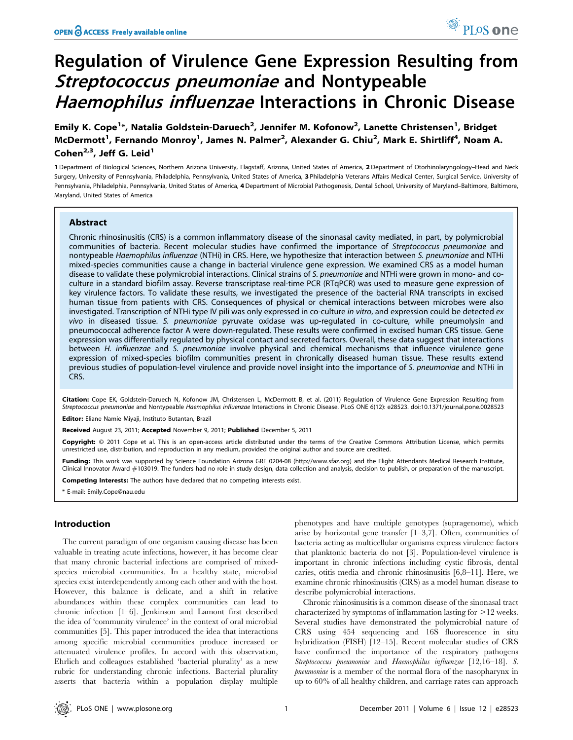# Regulation of Virulence Gene Expression Resulting from *Streptococcus pneumoniae* and Nontypeable *Haemophilus influenzae* Interactions in Chronic Disease

**Emily K. Cope[1]\*, Natalia Goldstein-Daruech[2], Jennifer M. Kofonow[2], Lanette Christensen[1], Bridget McDermott[1], Fernando Monroy[1], James N. Palmer[2], Alexander G. Chiu[2], Mark E. Shirtliff[4], Noam A. Cohen[2,3], Jeff G. Leid[1]**

1 Department of Biological Sciences, Northern Arizona University, Flagstaff, Arizona, United States of America, 2 Department of Otorhinolaryngology–Head and Neck Surgery, University of Pennsylvania, Philadelphia, Pennsylvania, United States of America, 3 Philadelphia Veterans Affairs Medical Center, Surgical Service, University of Pennsylvania, Philadelphia, Pennsylvania, United States of America, 4 Department of Microbial Pathogenesis, Dental School, University of Maryland–Baltimore, Baltimore, Maryland, United States of America

## Abstract

Chronic rhinosinusitis (CRS) is a common inflammatory disease of the sinonasal cavity mediated, in part, by polymicrobial communities of bacteria. Recent molecular studies have confirmed the importance of *Streptococcus pneumoniae* and nontypeable *Haemophilus influenzae* (NTHi) in CRS. Here, we hypothesize that interaction between *S. pneumoniae* and NTHi mixed-species communities cause a change in bacterial virulence gene expression. We examined CRS as a model human disease to validate these polymicrobial interactions. Clinical strains of *S. pneumoniae* and NTHi were grown in mono- and co-culture in a standard biofilm assay. Reverse transcriptase real-time PCR (RTqPCR) was used to measure gene expression of key virulence factors. To validate these results, we investigated the presence of the bacterial RNA transcripts in excised human tissue from patients with CRS. Consequences of physical or chemical interactions between microbes were also investigated. Transcription of NTHi type IV pili was only expressed in co-culture *in vitro*, and expression could be detected *ex vivo* in diseased tissue. *S. pneumoniae* pyruvate oxidase was up-regulated in co-culture, while pneumolysin and pneumococcal adherence factor A were down-regulated. These results were confirmed in excised human CRS tissue. Gene expression was differentially regulated by physical contact and secreted factors. Overall, these data suggest that interactions between *H. influenzae* and *S. pneumoniae* involve physical and chemical mechanisms that influence virulence gene expression of mixed-species biofilm communities present in chronically diseased human tissue. These results extend previous studies of population-level virulence and provide novel insight into the importance of *S. pneumoniae* and NTHi in CRS.

**Citation:** Cope EK, Goldstein-Daruech N, Kofonow JM, Christensen L, McDermott B, et al. (2011) Regulation of Virulence Gene Expression Resulting from *Streptococcus pneumoniae* and Nontypeable *Haemophilus influenzae* Interactions in Chronic Disease. PLoS ONE 6(12): e28523. doi:10.1371/journal.pone.0028523

**Editor:** Eliane Namie Miyaji, Instituto Butantan, Brazil

**Received** August 23, 2011; **Accepted** November 9, 2011; **Published** December 5, 2011

**Copyright:** © 2011 Cope et al. This is an open-access article distributed under the terms of the Creative Commons Attribution License, which permits unrestricted use, distribution, and reproduction in any medium, provided the original author and source are credited.

**Funding:** This work was supported by Science Foundation Arizona GRF 0204-08 (http://www.sfaz.org) and the Flight Attendants Medical Research Institute, Clinical Innovator Award #103019. The funders had no role in study design, data collection and analysis, decision to publish, or preparation of the manuscript.

**Competing Interests:** The authors have declared that no competing interests exist.

\* E-mail: Emily.Cope@nau.edu

## Introduction

The current paradigm of one organism causing disease has been valuable in treating acute infections, however, it has become clear that many chronic bacterial infections are comprised of mixed-species microbial communities. In a healthy state, microbial species exist interdependently among each other and with the host. However, this balance is delicate, and a shift in relative abundances within these complex communities can lead to chronic infection [1–6]. Jenkinson and Lamont first described the idea of 'community virulence' in the context of oral microbial communities [5]. This paper introduced the idea that interactions among specific microbial communities produce increased or attenuated virulence profiles. In accord with this observation, Ehrlich and colleagues established 'bacterial plurality' as a new rubric for understanding chronic infections. Bacterial plurality asserts that bacteria within a population display multiple phenotypes and have multiple genotypes (supragenome), which arise by horizontal gene transfer [1–3,7]. Often, communities of bacteria acting as multicellular organisms express virulence factors that planktonic bacteria do not [3]. Population-level virulence is important in chronic infections including cystic fibrosis, dental caries, otitis media and chronic rhinosinusitis [6,8–11]. Here, we examine chronic rhinosinusitis (CRS) as a model human disease to describe polymicrobial interactions.

Chronic rhinosinusitis is a common disease of the sinonasal tract characterized by symptoms of inflammation lasting for >12 weeks. Several studies have demonstrated the polymicrobial nature of CRS using 454 sequencing and 16S fluorescence in situ hybridization (FISH) [12–15]. Recent molecular studies of CRS have confirmed the importance of the respiratory pathogens *Streptococcus pneumoniae* and *Haemophilus influenzae* [12,16–18]. *S. pneumoniae* is a member of the normal flora of the nasopharynx in up to 60% of all healthy children, and carriage rates can approach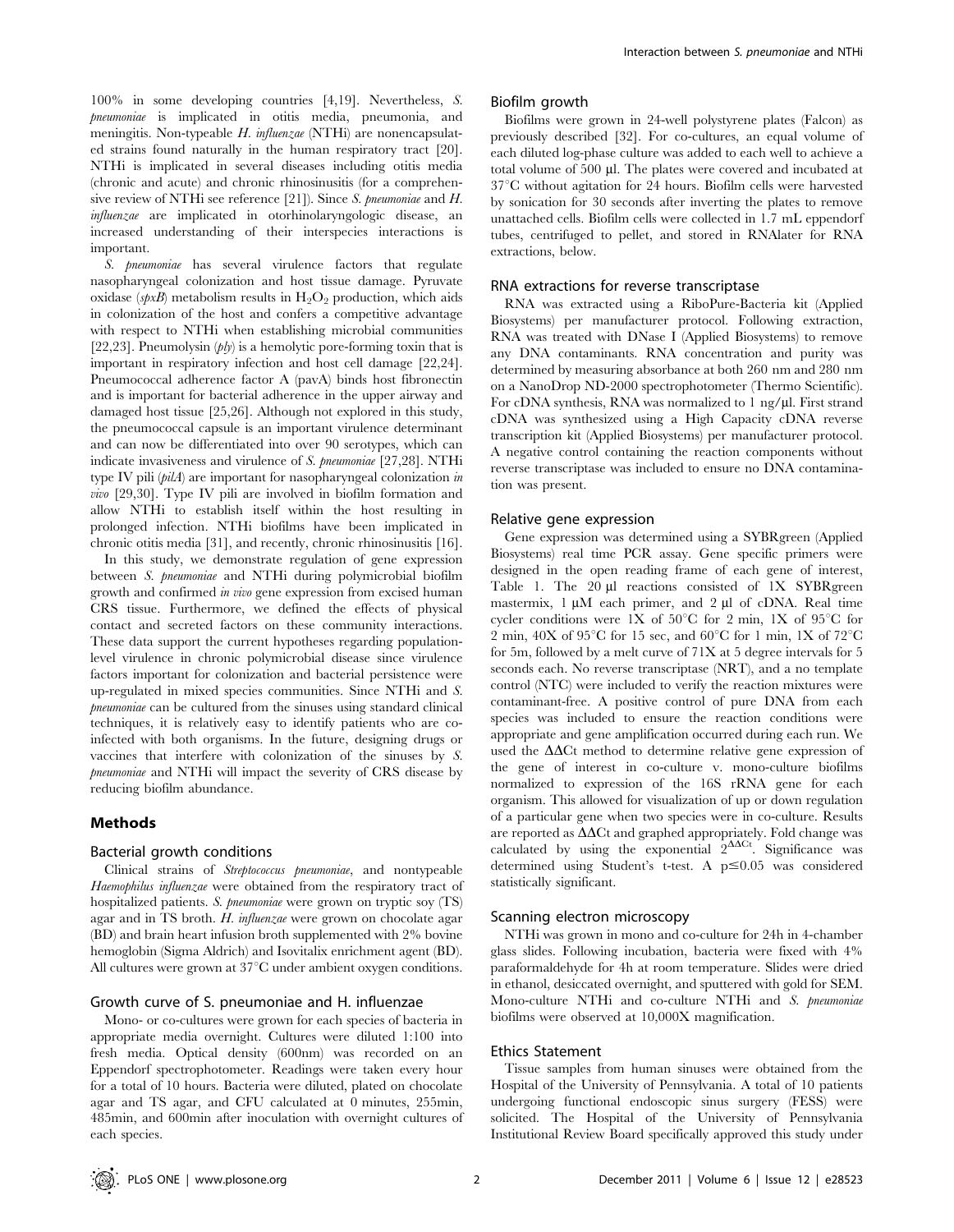100% in some developing countries [4,19]. Nevertheless, *S. pneumoniae* is implicated in otitis media, pneumonia, and meningitis. Non-typeable *H. influenzae* (NTHi) are nonencapsulated strains found naturally in the human respiratory tract [20]. NTHi is implicated in several diseases including otitis media (chronic and acute) and chronic rhinosinusitis (for a comprehensive review of NTHi see reference [21]). Since *S. pneumoniae* and *H. influenzae* are implicated in otorhinolaryngologic disease, an increased understanding of their interspecies interactions is important.

*S. pneumoniae* has several virulence factors that regulate nasopharyngeal colonization and host tissue damage. Pyruvate oxidase (*spxB*) metabolism results in $H_2O_2$ production, which aids in colonization of the host and confers a competitive advantage with respect to NTHi when establishing microbial communities [22,23]. Pneumolysin (*ply*) is a hemolytic pore-forming toxin that is important in respiratory infection and host cell damage [22,24]. Pneumococcal adherence factor A (pavA) binds host fibronectin and is important for bacterial adherence in the upper airway and damaged host tissue [25,26]. Although not explored in this study, the pneumococcal capsule is an important virulence determinant and can now be differentiated into over 90 serotypes, which can indicate invasiveness and virulence of *S. pneumoniae* [27,28]. NTHi type IV pili (*pilA*) are important for nasopharyngeal colonization *in vivo* [29,30]. Type IV pili are involved in biofilm formation and allow NTHi to establish itself within the host resulting in prolonged infection. NTHi biofilms have been implicated in chronic otitis media [31], and recently, chronic rhinosinusitis [16].

In this study, we demonstrate regulation of gene expression between *S. pneumoniae* and NTHi during polymicrobial biofilm growth and confirmed *in vivo* gene expression from excised human CRS tissue. Furthermore, we defined the effects of physical contact and secreted factors on these community interactions. These data support the current hypotheses regarding population-level virulence in chronic polymicrobial disease since virulence factors important for colonization and bacterial persistence were up-regulated in mixed species communities. Since NTHi and *S. pneumoniae* can be cultured from the sinuses using standard clinical techniques, it is relatively easy to identify patients who are co-infected with both organisms. In the future, designing drugs or vaccines that interfere with colonization of the sinuses by *S. pneumoniae* and NTHi will impact the severity of CRS disease by reducing biofilm abundance.

## Methods

### Bacterial growth conditions

Clinical strains of *Streptococcus pneumoniae*, and nontypeable *Haemophilus influenzae* were obtained from the respiratory tract of hospitalized patients. *S. pneumoniae* were grown on tryptic soy (TS) agar and in TS broth. *H. influenzae* were grown on chocolate agar (BD) and brain heart infusion broth supplemented with 2% bovine hemoglobin (Sigma Aldrich) and Isovitalix enrichment agent (BD). All cultures were grown at 37°C under ambient oxygen conditions.

### Growth curve of S. pneumoniae and H. influenzae

Mono- or co-cultures were grown for each species of bacteria in appropriate media overnight. Cultures were diluted 1:100 into fresh media. Optical density (600nm) was recorded on an Eppendorf spectrophotometer. Readings were taken every hour for a total of 10 hours. Bacteria were diluted, plated on chocolate agar and TS agar, and CFU calculated at 0 minutes, 255min, 485min, and 600min after inoculation with overnight cultures of each species.

### Biofilm growth

Biofilms were grown in 24-well polystyrene plates (Falcon) as previously described [32]. For co-cultures, an equal volume of each diluted log-phase culture was added to each well to achieve a total volume of 500 µl. The plates were covered and incubated at 37°C without agitation for 24 hours. Biofilm cells were harvested by sonication for 30 seconds after inverting the plates to remove unattached cells. Biofilm cells were collected in 1.7 mL eppendorf tubes, centrifuged to pellet, and stored in RNAlater for RNA extractions, below.

### RNA extractions for reverse transcriptase

RNA was extracted using a RiboPure-Bacteria kit (Applied Biosystems) per manufacturer protocol. Following extraction, RNA was treated with DNase I (Applied Biosystems) to remove any DNA contaminants. RNA concentration and purity was determined by measuring absorbance at both 260 nm and 280 nm on a NanoDrop ND-2000 spectrophotometer (Thermo Scientific). For cDNA synthesis, RNA was normalized to 1 ng/µl. First strand cDNA was synthesized using a High Capacity cDNA reverse transcription kit (Applied Biosystems) per manufacturer protocol. A negative control containing the reaction components without reverse transcriptase was included to ensure no DNA contamination was present.

### Relative gene expression

Gene expression was determined using a SYBRgreen (Applied Biosystems) real time PCR assay. Gene specific primers were designed in the open reading frame of each gene of interest, Table 1. The 20 µl reactions consisted of 1X SYBRgreen mastermix, 1 µM each primer, and 2 µl of cDNA. Real time cycler conditions were 1X of 50°C for 2 min, 1X of 95°C for 2 min, 40X of 95°C for 15 sec, and 60°C for 1 min, 1X of 72°C for 5m, followed by a melt curve of 71X at 5 degree intervals for 5 seconds each. No reverse transcriptase (NRT), and a no template control (NTC) were included to verify the reaction mixtures were contaminant-free. A positive control of pure DNA from each species was included to ensure the reaction conditions were appropriate and gene amplification occurred during each run. We used the ΔΔCt method to determine relative gene expression of the gene of interest in co-culture v. mono-culture biofilms normalized to expression of the 16S rRNA gene for each organism. This allowed for visualization of up or down regulation of a particular gene when two species were in co-culture. Results are reported as ΔΔCt and graphed appropriately. Fold change was calculated by using the exponential $2^{\Delta\Delta Ct}$. Significance was determined using Student's t-test. A $p \leq 0.05$ was considered statistically significant.

### Scanning electron microscopy

NTHi was grown in mono and co-culture for 24h in 4-chamber glass slides. Following incubation, bacteria were fixed with 4% paraformaldehyde for 4h at room temperature. Slides were dried in ethanol, desiccated overnight, and sputtered with gold for SEM. Mono-culture NTHi and co-culture NTHi and *S. pneumoniae* biofilms were observed at 10,000X magnification.

### Ethics Statement

Tissue samples from human sinuses were obtained from the Hospital of the University of Pennsylvania. A total of 10 patients undergoing functional endoscopic sinus surgery (FESS) were solicited. The Hospital of the University of Pennsylvania Institutional Review Board specifically approved this study under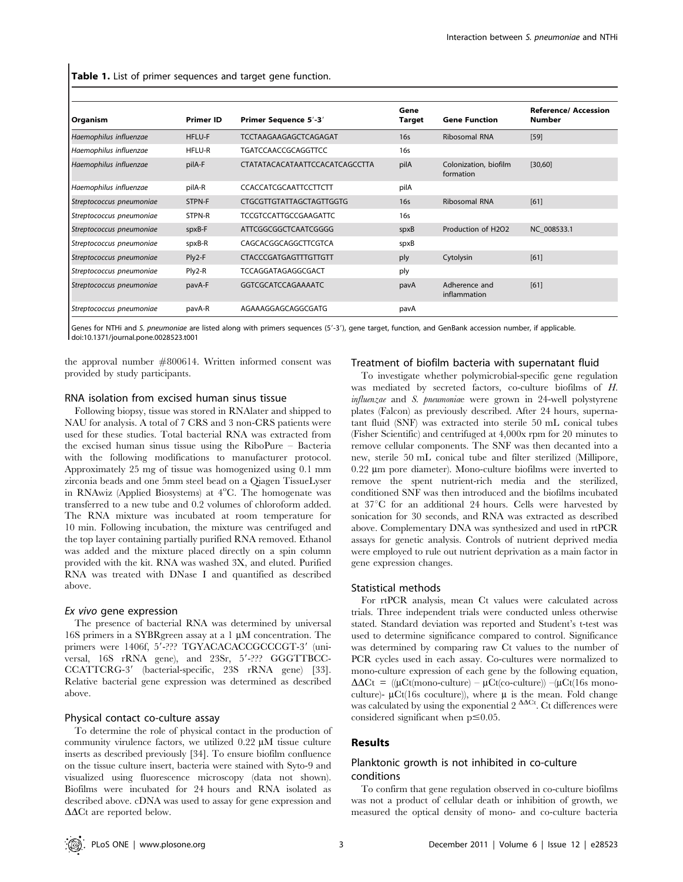**Table 1.** List of primer sequences and target gene function.

| Organism | Primer ID | Primer Sequence 5′-3′ | Gene Target | Gene Function | Reference/ Accession Number |
|---|---|---|---|---|---|
| *Haemophilus influenzae* | HFLU-F | TCCTAAGAAGAGCTCAGAGAT | 16s | Ribosomal RNA | [59] |
| *Haemophilus influenzae* | HFLU-R | TGATCCAACCGCAGGTTCC | 16s | | |
| *Haemophilus influenzae* | pilA-F | CTATATACACATAATTCCACATCAGCCTTA | pilA | Colonization, biofilm formation | [30,60] |
| *Haemophilus influenzae* | pilA-R | CCACCATCGCAATTCCTTCTT | pilA | | |
| *Streptococcus pneumoniae* | STPN-F | CTGCGTTGTATTAGCTAGTTGGTG | 16s | Ribosomal RNA | [61] |
| *Streptococcus pneumoniae* | STPN-R | TCCGTCCATTGCCGAAGATTC | 16s | | |
| *Streptococcus pneumoniae* | spxB-F | ATTCGGCGGCTCAATCGGGG | spxB | Production of H2O2 | NC_008533.1 |
| *Streptococcus pneumoniae* | spxB-R | CAGCACGGCAGGCTTCGTCA | spxB | | |
| *Streptococcus pneumoniae* | Ply2-F | CTACCCGATGAGTTTGTTGTT | ply | Cytolysin | [61] |
| *Streptococcus pneumoniae* | Ply2-R | TCCAGGATAGAGGCGACT | ply | | |
| *Streptococcus pneumoniae* | pavA-F | GGTCGCATCCAGAAAATC | pavA | Adherence and inflammation | [61] |
| *Streptococcus pneumoniae* | pavA-R | AGAAAGGAGCAGGCGATG | pavA | | |

Genes for NTHi and *S. pneumoniae* are listed along with primers sequences (5′-3′), gene target, function, and GenBank accession number, if applicable.
doi:10.1371/journal.pone.0028523.t001

the approval number #800614. Written informed consent was provided by study participants.

### RNA isolation from excised human sinus tissue

Following biopsy, tissue was stored in RNAlater and shipped to NAU for analysis. A total of 7 CRS and 3 non-CRS patients were used for these studies. Total bacterial RNA was extracted from the excised human sinus tissue using the RiboPure – Bacteria with the following modifications to manufacturer protocol. Approximately 25 mg of tissue was homogenized using 0.1 mm zirconia beads and one 5mm steel bead on a Qiagen TissueLyser in RNAwiz (Applied Biosystems) at 4°C. The homogenate was transferred to a new tube and 0.2 volumes of chloroform added. The RNA mixture was incubated at room temperature for 10 min. Following incubation, the mixture was centrifuged and the top layer containing partially purified RNA removed. Ethanol was added and the mixture placed directly on a spin column provided with the kit. RNA was washed 3X, and eluted. Purified RNA was treated with DNase I and quantified as described above.

### *Ex vivo* gene expression

The presence of bacterial RNA was determined by universal 16S primers in a SYBRgreen assay at a 1 µM concentration. The primers were 1406f, 5′-??? TGYACACACCGCCCGT-3′ (universal, 16S rRNA gene), and 23Sr, 5′-??? GGGTTBCCCCATTCRG-3′ (bacterial-specific, 23S rRNA gene) [33]. Relative bacterial gene expression was determined as described above.

### Physical contact co-culture assay

To determine the role of physical contact in the production of community virulence factors, we utilized 0.22 µM tissue culture inserts as described previously [34]. To ensure biofilm confluence on the tissue culture insert, bacteria were stained with Syto-9 and visualized using fluorescence microscopy (data not shown). Biofilms were incubated for 24 hours and RNA isolated as described above. cDNA was used to assay for gene expression and ΔΔCt are reported below.

### Treatment of biofilm bacteria with supernatant fluid

To investigate whether polymicrobial-specific gene regulation was mediated by secreted factors, co-culture biofilms of *H. influenzae* and *S. pneumoniae* were grown in 24-well polystyrene plates (Falcon) as previously described. After 24 hours, supernatant fluid (SNF) was extracted into sterile 50 mL conical tubes (Fisher Scientific) and centrifuged at 4,000x rpm for 20 minutes to remove cellular components. The SNF was then decanted into a new, sterile 50 mL conical tube and filter sterilized (Millipore, 0.22 µm pore diameter). Mono-culture biofilms were inverted to remove the spent nutrient-rich media and the sterilized, conditioned SNF was then introduced and the biofilms incubated at 37°C for an additional 24 hours. Cells were harvested by sonication for 30 seconds, and RNA was extracted as described above. Complementary DNA was synthesized and used in rtPCR assays for genetic analysis. Controls of nutrient deprived media were employed to rule out nutrient deprivation as a main factor in gene expression changes.

### Statistical methods

For rtPCR analysis, mean Ct values were calculated across trials. Three independent trials were conducted unless otherwise stated. Standard deviation was reported and Student's t-test was used to determine significance compared to control. Significance was determined by comparing raw Ct values to the number of PCR cycles used in each assay. Co-cultures were normalized to mono-culture expression of each gene by the following equation, $\Delta\Delta Ct = ((\mu Ct(\text{mono-culture}) - \mu Ct(\text{co-culture})) - (\mu Ct(16s\ \text{monoculture}) - \mu Ct(16s\ \text{coculture}))$, where µ is the mean. Fold change was calculated by using the exponential $2^{\Delta\Delta Ct}$. Ct differences were considered significant when $p \leq 0.05$.

## Results

### Planktonic growth is not inhibited in co-culture conditions

To confirm that gene regulation observed in co-culture biofilms was not a product of cellular death or inhibition of growth, we measured the optical density of mono- and co-culture bacteria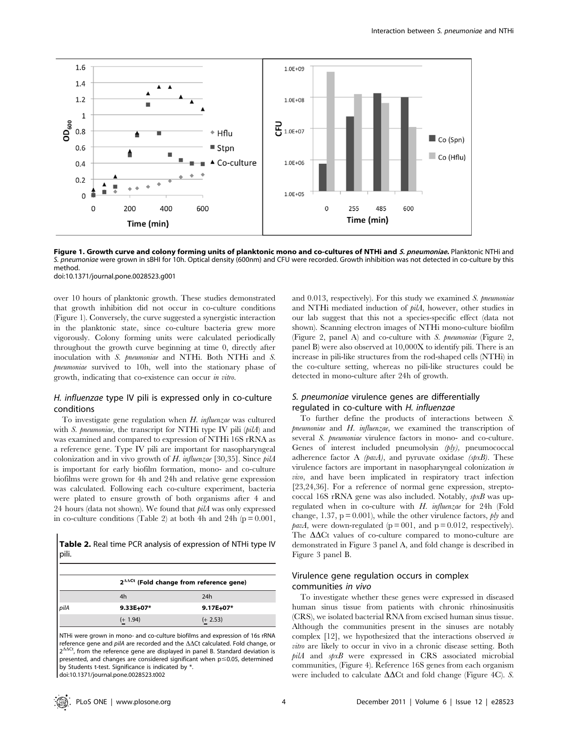**Figure 1. Growth curve and colony forming units of planktonic mono and co-cultures of NTHi and *S. pneumoniae*.** Planktonic NTHi and *S. pneumoniae* were grown in sBHI for 10h. Optical density (600nm) and CFU were recorded. Growth inhibition was not detected in co-culture by this method.
doi:10.1371/journal.pone.0028523.g001

over 10 hours of planktonic growth. These studies demonstrated that growth inhibition did not occur in co-culture conditions (Figure 1). Conversely, the curve suggested a synergistic interaction in the planktonic state, since co-culture bacteria grew more vigorously. Colony forming units were calculated periodically throughout the growth curve beginning at time 0, directly after inoculation with *S. pneumoniae* and NTHi. Both NTHi and *S. pneumoniae* survived to 10h, well into the stationary phase of growth, indicating that co-existence can occur *in vitro*.

## *H. influenzae* type IV pili is expressed only in co-culture conditions

To investigate gene regulation when *H. influenzae* was cultured with *S. pneumoniae*, the transcript for NTHi type IV pili (*pilA*) and was examined and compared to expression of NTHi 16S rRNA as a reference gene. Type IV pili are important for nasopharyngeal colonization and in vivo growth of *H. influenzae* [30,35]. Since *pilA* is important for early biofilm formation, mono- and co-culture biofilms were grown for 4h and 24h and relative gene expression was calculated. Following each co-culture experiment, bacteria were plated to ensure growth of both organisms after 4 and 24 hours (data not shown). We found that *pilA* was only expressed in co-culture conditions (Table 2) at both 4h and 24h ($p = 0.001$, and 0.013, respectively). For this study we examined *S. pneumoniae* and NTHi mediated induction of *pilA*, however, other studies in our lab suggest that this not a species-specific effect (data not shown). Scanning electron images of NTHi mono-culture biofilm (Figure 2, panel A) and co-culture with *S. pneumoniae* (Figure 2, panel B) were also observed at 10,000X to identify pili. There is an increase in pili-like structures from the rod-shaped cells (NTHi) in the co-culture setting, whereas no pili-like structures could be detected in mono-culture after 24h of growth.

**Table 2.** Real time PCR analysis of expression of NTHi type IV pili.

| | $2^{\Delta\Delta Ct}$ (Fold change from reference gene) | |
|---|---|---|
| | 4h | 24h |
| *pilA* | **9.33E+07*** | **9.17E+07*** |
| | (± 1.94) | (± 2.53) |

NTHi were grown in mono- and co-culture biofilms and expression of 16s rRNA reference gene and *pilA* are recorded and the ΔΔCt calculated. Fold change, or $2^{\Delta\Delta Ct}$, from the reference gene are displayed in panel B. Standard deviation is presented, and changes are considered significant when $p \leq 0.05$, determined by Students t-test. Significance is indicated by *.
doi:10.1371/journal.pone.0028523.t002

## *S. pneumoniae* virulence genes are differentially regulated in co-culture with *H. influenzae*

To further define the products of interactions between *S. pneumoniae* and *H. influenzae*, we examined the transcription of several *S. pneumoniae* virulence factors in mono- and co-culture. Genes of interest included pneumolysin *(ply)*, pneumococcal adherence factor A *(pavA)*, and pyruvate oxidase *(spxB)*. These virulence factors are important in nasopharyngeal colonization *in vivo*, and have been implicated in respiratory tract infection [23,24,36]. For a reference of normal gene expression, streptococcal 16S rRNA gene was also included. Notably, *spxB* was up-regulated when in co-culture with *H. influenzae* for 24h (Fold change, 1.37, $p = 0.001$), while the other virulence factors, *ply* and *pavA*, were down-regulated ($p = 001$, and $p = 0.012$, respectively). The ΔΔCt values of co-culture compared to mono-culture are demonstrated in Figure 3 panel A, and fold change is described in Figure 3 panel B.

## Virulence gene regulation occurs in complex communities *in vivo*

To investigate whether these genes were expressed in diseased human sinus tissue from patients with chronic rhinosinusitis (CRS), we isolated bacterial RNA from excised human sinus tissue. Although the communities present in the sinuses are notably complex [12], we hypothesized that the interactions observed *in vitro* are likely to occur in vivo in a chronic disease setting. Both *pilA* and *spxB* were expressed in CRS associated microbial communities, (Figure 4). Reference 16S genes from each organism were included to calculate ΔΔCt and fold change (Figure 4C). *S.*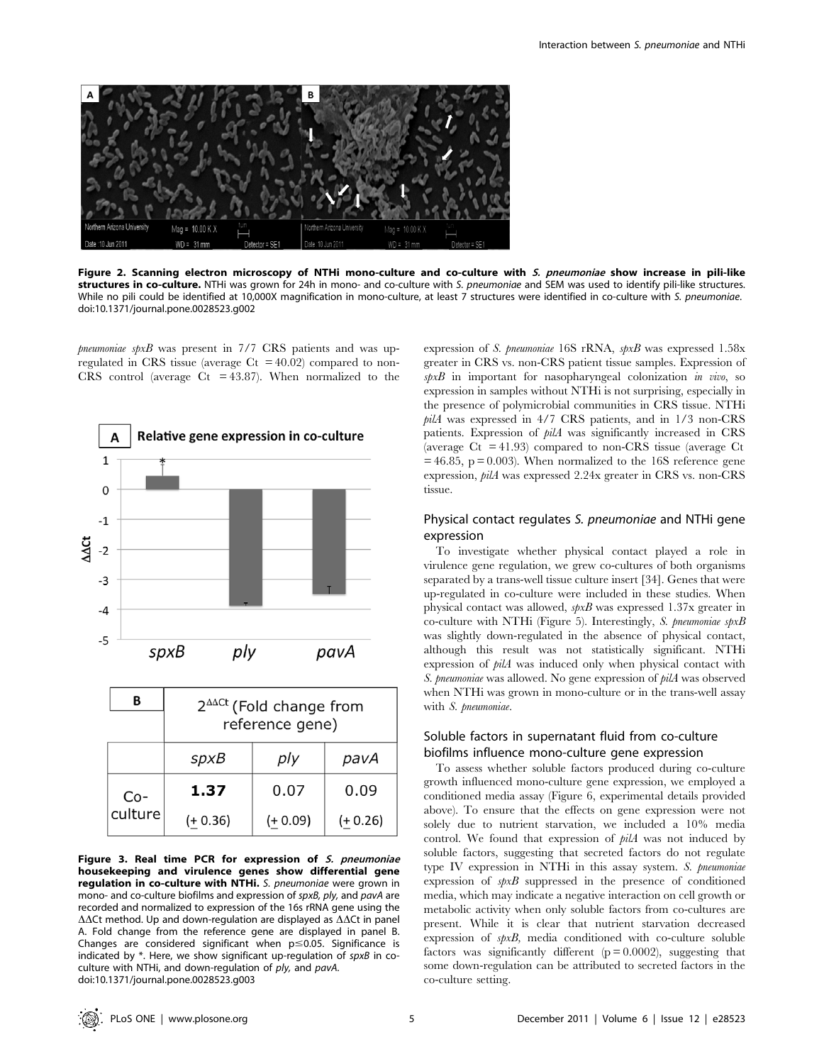**Figure 2. Scanning electron microscopy of NTHi mono-culture and co-culture with *S. pneumoniae* show increase in pili-like structures in co-culture.** NTHi was grown for 24h in mono- and co-culture with *S. pneumoniae* and SEM was used to identify pili-like structures. While no pili could be identified at 10,000X magnification in mono-culture, at least 7 structures were identified in co-culture with *S. pneumoniae*.
doi:10.1371/journal.pone.0028523.g002

*pneumoniae spxB* was present in 7/7 CRS patients and was up-regulated in CRS tissue (average Ct = 40.02) compared to non-CRS control (average Ct = 43.87). When normalized to the expression of *S. pneumoniae* 16S rRNA, *spxB* was expressed 1.58x greater in CRS vs. non-CRS patient tissue samples. Expression of *spxB* in important for nasopharyngeal colonization *in vivo*, so expression in samples without NTHi is not surprising, especially in the presence of polymicrobial communities in CRS tissue. NTHi *pilA* was expressed in 4/7 CRS patients, and in 1/3 non-CRS patients. Expression of *pilA* was significantly increased in CRS (average Ct = 41.93) compared to non-CRS tissue (average Ct = 46.85, p = 0.003). When normalized to the 16S reference gene expression, *pilA* was expressed 2.24x greater in CRS vs. non-CRS tissue.

| B | $2^{\Delta\Delta Ct}$ (Fold change from reference gene) | | |
|---|---|---|---|
| | *spxB* | *ply* | *pavA* |
| Co-culture | **1.37** (+ 0.36) | 0.07 (+ 0.09) | 0.09 (+ 0.26) |

**Figure 3. Real time PCR for expression of *S. pneumoniae* housekeeping and virulence genes show differential gene regulation in co-culture with NTHi.** *S. pneumoniae* were grown in mono- and co-culture biofilms and expression of *spxB, ply,* and *pavA* are recorded and normalized to expression of the 16s rRNA gene using the ΔΔCt method. Up and down-regulation are displayed as ΔΔCt in panel A. Fold change from the reference gene are displayed in panel B. Changes are considered significant when p≤0.05. Significance is indicated by *. Here, we show significant up-regulation of *spxB* in co-culture with NTHi, and down-regulation of *ply,* and *pavA*.
doi:10.1371/journal.pone.0028523.g003

## Physical contact regulates *S. pneumoniae* and NTHi gene expression

To investigate whether physical contact played a role in virulence gene regulation, we grew co-cultures of both organisms separated by a trans-well tissue culture insert [34]. Genes that were up-regulated in co-culture were included in these studies. When physical contact was allowed, *spxB* was expressed 1.37x greater in co-culture with NTHi (Figure 5). Interestingly, *S. pneumoniae spxB* was slightly down-regulated in the absence of physical contact, although this result was not statistically significant. NTHi expression of *pilA* was induced only when physical contact with *S. pneumoniae* was allowed. No gene expression of *pilA* was observed when NTHi was grown in mono-culture or in the trans-well assay with *S. pneumoniae*.

## Soluble factors in supernatant fluid from co-culture biofilms influence mono-culture gene expression

To assess whether soluble factors produced during co-culture growth influenced mono-culture gene expression, we employed a conditioned media assay (Figure 6, experimental details provided above). To ensure that the effects on gene expression were not solely due to nutrient starvation, we included a 10% media control. We found that expression of *pilA* was not induced by soluble factors, suggesting that secreted factors do not regulate type IV expression in NTHi in this assay system. *S. pneumoniae* expression of *spxB* suppressed in the presence of conditioned media, which may indicate a negative interaction on cell growth or metabolic activity when only soluble factors from co-cultures are present. While it is clear that nutrient starvation decreased expression of *spxB*, media conditioned with co-culture soluble factors was significantly different (p = 0.0002), suggesting that some down-regulation can be attributed to secreted factors in the co-culture setting.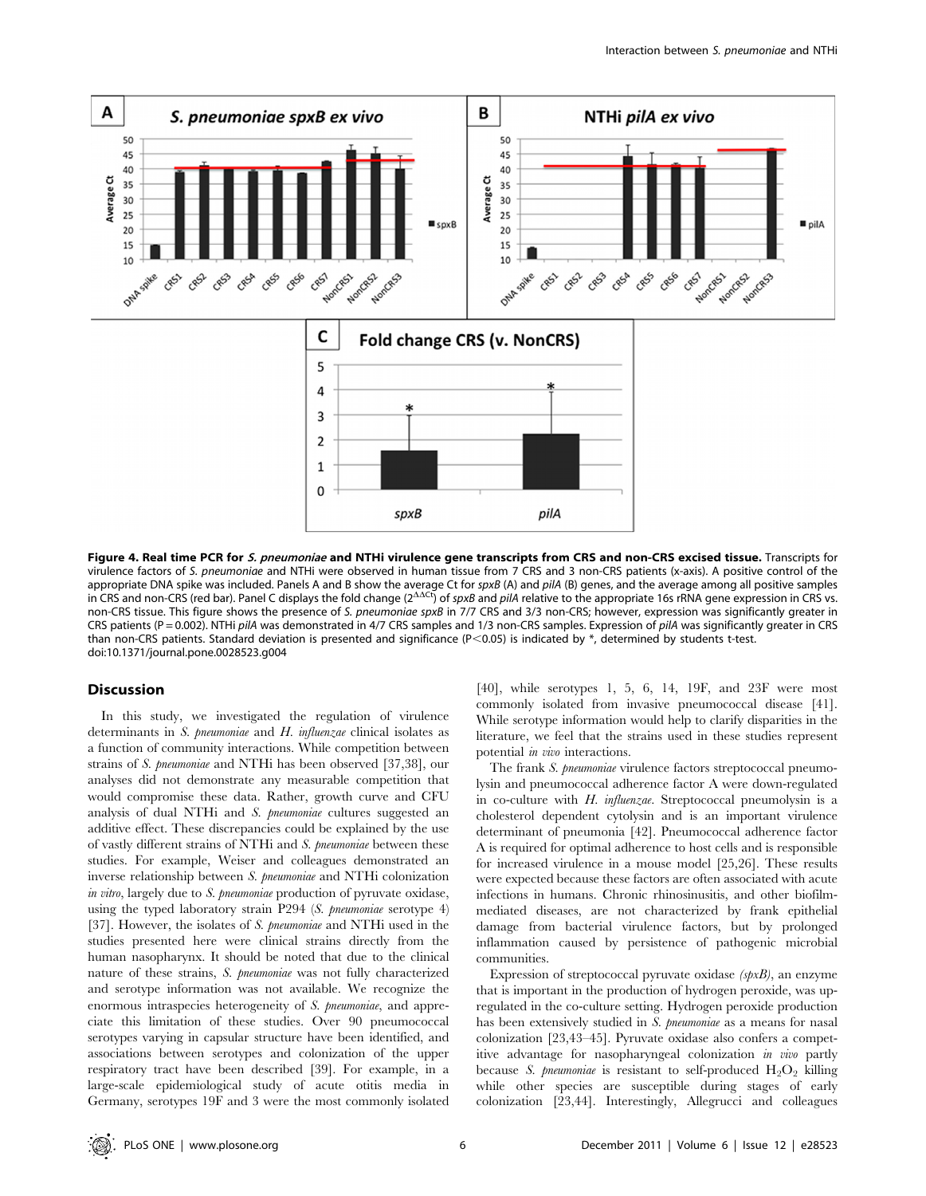**Figure 4. Real time PCR for *S. pneumoniae* and NTHi virulence gene transcripts from CRS and non-CRS excised tissue.** Transcripts for virulence factors of *S. pneumoniae* and NTHi were observed in human tissue from 7 CRS and 3 non-CRS patients (x-axis). A positive control of the appropriate DNA spike was included. Panels A and B show the average Ct for *spxB* (A) and *pilA* (B) genes, and the average among all positive samples in CRS and non-CRS (red bar). Panel C displays the fold change ($2^{\Delta\Delta Ct}$) of *spxB* and *pilA* relative to the appropriate 16s rRNA gene expression in CRS vs. non-CRS tissue. This figure shows the presence of *S. pneumoniae spxB* in 7/7 CRS and 3/3 non-CRS; however, expression was significantly greater in CRS patients (P = 0.002). NTHi *pilA* was demonstrated in 4/7 CRS samples and 1/3 non-CRS samples. Expression of *pilA* was significantly greater in CRS than non-CRS patients. Standard deviation is presented and significance ($P<0.05$) is indicated by *, determined by students t-test.
doi:10.1371/journal.pone.0028523.g004

## Discussion

In this study, we investigated the regulation of virulence determinants in *S. pneumoniae* and *H. influenzae* clinical isolates as a function of community interactions. While competition between strains of *S. pneumoniae* and NTHi has been observed [37,38], our analyses did not demonstrate any measurable competition that would compromise these data. Rather, growth curve and CFU analysis of dual NTHi and *S. pneumoniae* cultures suggested an additive effect. These discrepancies could be explained by the use of vastly different strains of NTHi and *S. pneumoniae* between these studies. For example, Weiser and colleagues demonstrated an inverse relationship between *S. pneumoniae* and NTHi colonization *in vitro*, largely due to *S. pneumoniae* production of pyruvate oxidase, using the typed laboratory strain P294 (*S. pneumoniae* serotype 4) [37]. However, the isolates of *S. pneumoniae* and NTHi used in the studies presented here were clinical strains directly from the human nasopharynx. It should be noted that due to the clinical nature of these strains, *S. pneumoniae* was not fully characterized and serotype information was not available. We recognize the enormous intraspecies heterogeneity of *S. pneumoniae*, and appreciate this limitation of these studies. Over 90 pneumococcal serotypes varying in capsular structure have been identified, and associations between serotypes and colonization of the upper respiratory tract have been described [39]. For example, in a large-scale epidemiological study of acute otitis media in Germany, serotypes 19F and 3 were the most commonly isolated [40], while serotypes 1, 5, 6, 14, 19F, and 23F were most commonly isolated from invasive pneumococcal disease [41]. While serotype information would help to clarify disparities in the literature, we feel that the strains used in these studies represent potential *in vivo* interactions.

The frank *S. pneumoniae* virulence factors streptococcal pneumolysin and pneumococcal adherence factor A were down-regulated in co-culture with *H. influenzae*. Streptococcal pneumolysin is a cholesterol dependent cytolysin and is an important virulence determinant of pneumonia [42]. Pneumococcal adherence factor A is required for optimal adherence to host cells and is responsible for increased virulence in a mouse model [25,26]. These results were expected because these factors are often associated with acute infections in humans. Chronic rhinosinusitis, and other biofilm-mediated diseases, are not characterized by frank epithelial damage from bacterial virulence factors, but by prolonged inflammation caused by persistence of pathogenic microbial communities.

Expression of streptococcal pyruvate oxidase *(spxB)*, an enzyme that is important in the production of hydrogen peroxide, was up-regulated in the co-culture setting. Hydrogen peroxide production has been extensively studied in *S. pneumoniae* as a means for nasal colonization [23,43–45]. Pyruvate oxidase also confers a competitive advantage for nasopharyngeal colonization *in vivo* partly because *S. pneumoniae* is resistant to self-produced $H_2O_2$ killing while other species are susceptible during stages of early colonization [23,44]. Interestingly, Allegrucci and colleagues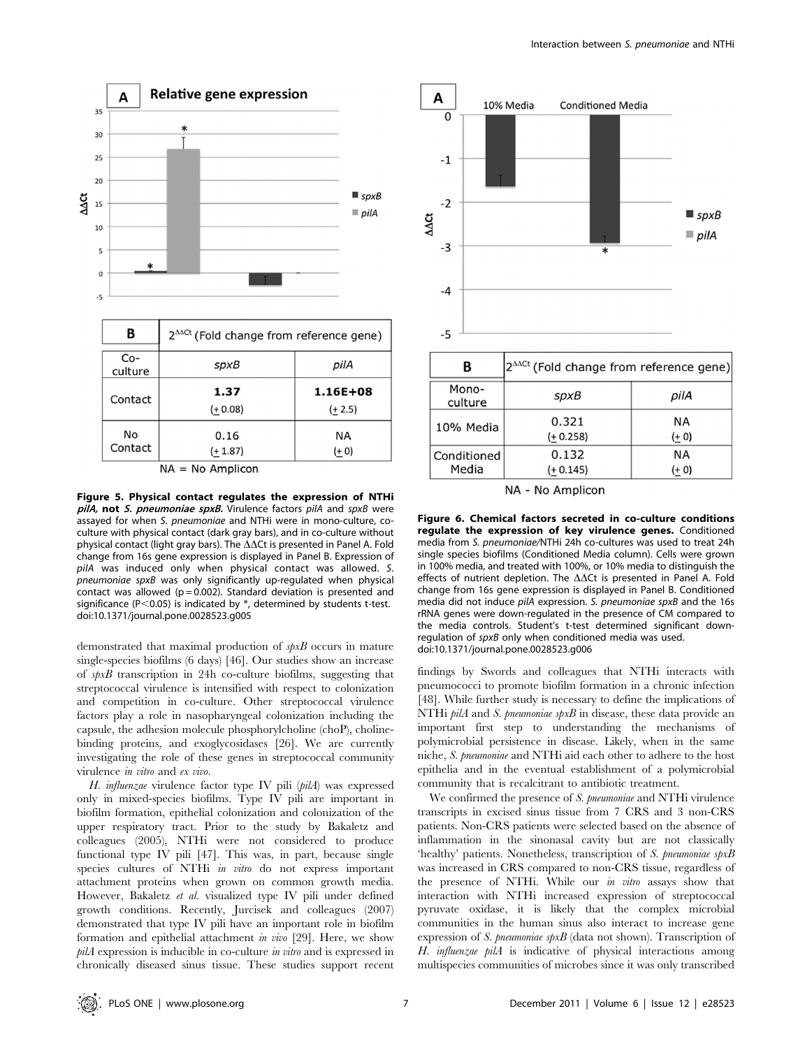**A** Relative gene expression

| B | $2^{\Delta\Delta Ct}$ (Fold change from reference gene) | |
|---|---|---|
| Co-culture | *spxB* | *pilA* |
| Contact | **1.37** (± 0.08) | **1.16E+08** (± 2.5) |
| No Contact | 0.16 (± 1.87) | NA (± 0) |

NA = No Amplicon

**Figure 5. Physical contact regulates the expression of NTHi *pilA*, not *S. pneumoniae spxB*.** Virulence factors *pilA* and *spxB* were assayed for when *S. pneumoniae* and NTHi were in mono-culture, co-culture with physical contact (dark gray bars), and in co-culture without physical contact (light gray bars). The $\Delta\Delta$Ct is presented in Panel A. Fold change from 16s gene expression is displayed in Panel B. Expression of *pilA* was induced only when physical contact was allowed. *S. pneumoniae spxB* was only significantly up-regulated when physical contact was allowed (p = 0.002). Standard deviation is presented and significance (P<0.05) is indicated by *, determined by students t-test.
doi:10.1371/journal.pone.0028523.g005

| B | $2^{\Delta\Delta Ct}$ (Fold change from reference gene) | |
|---|---|---|
| Mono-culture | *spxB* | *pilA* |
| 10% Media | 0.321 (± 0.258) | NA (± 0) |
| Conditioned Media | 0.132 (± 0.145) | NA (± 0) |

NA - No Amplicon

**Figure 6. Chemical factors secreted in co-culture conditions regulate the expression of key virulence genes.** Conditioned media from *S. pneumoniae*/NTHi 24h co-cultures was used to treat 24h single species biofilms (Conditioned Media column). Cells were grown in 100% media, and treated with 100%, or 10% media to distinguish the effects of nutrient depletion. The $\Delta\Delta$Ct is presented in Panel A. Fold change from 16s gene expression is displayed in Panel B. Conditioned media did not induce *pilA* expression. *S. pneumoniae spxB* and the 16s rRNA genes were down-regulated in the presence of CM compared to the media controls. Student's t-test determined significant down-regulation of *spxB* only when conditioned media was used.
doi:10.1371/journal.pone.0028523.g006

demonstrated that maximal production of *spxB* occurs in mature single-species biofilms (6 days) [46]. Our studies show an increase of *spxB* transcription in 24h co-culture biofilms, suggesting that streptococcal virulence is intensified with respect to colonization and competition in co-culture. Other streptococcal virulence factors play a role in nasopharyngeal colonization including the capsule, the adhesion molecule phosphorylcholine (choP), choline-binding proteins, and exoglycosidases [26]. We are currently investigating the role of these genes in streptococcal community virulence *in vitro* and *ex vivo*.

*H. influenzae* virulence factor type IV pili (*pilA*) was expressed only in mixed-species biofilms. Type IV pili are important in biofilm formation, epithelial colonization and colonization of the upper respiratory tract. Prior to the study by Bakaletz and colleagues (2005), NTHi were not considered to produce functional type IV pili [47]. This was, in part, because single species cultures of NTHi *in vitro* do not express important attachment proteins when grown on common growth media. However, Bakaletz *et al.* visualized type IV pili under defined growth conditions. Recently, Jurcisek and colleagues (2007) demonstrated that type IV pili have an important role in biofilm formation and epithelial attachment *in vivo* [29]. Here, we show *pilA* expression is inducible in co-culture *in vitro* and is expressed in chronically diseased sinus tissue. These studies support recent findings by Swords and colleagues that NTHi interacts with pneumococci to promote biofilm formation in a chronic infection [48]. While further study is necessary to define the implications of NTHi *pilA* and *S. pneumoniae spxB* in disease, these data provide an important first step to understanding the mechanisms of polymicrobial persistence in disease. Likely, when in the same niche, *S. pneumoniae* and NTHi aid each other to adhere to the host epithelia and in the eventual establishment of a polymicrobial community that is recalcitrant to antibiotic treatment.

We confirmed the presence of *S. pneumoniae* and NTHi virulence transcripts in excised sinus tissue from 7 CRS and 3 non-CRS patients. Non-CRS patients were selected based on the absence of inflammation in the sinonasal cavity but are not classically 'healthy' patients. Nonetheless, transcription of *S. pneumoniae spxB* was increased in CRS compared to non-CRS tissue, regardless of the presence of NTHi. While our *in vitro* assays show that interaction with NTHi increased expression of streptococcal pyruvate oxidase, it is likely that the complex microbial communities in the human sinus also interact to increase gene expression of *S. pneumoniae spxB* (data not shown). Transcription of *H. influenzae pilA* is indicative of physical interactions among multispecies communities of microbes since it was only transcribed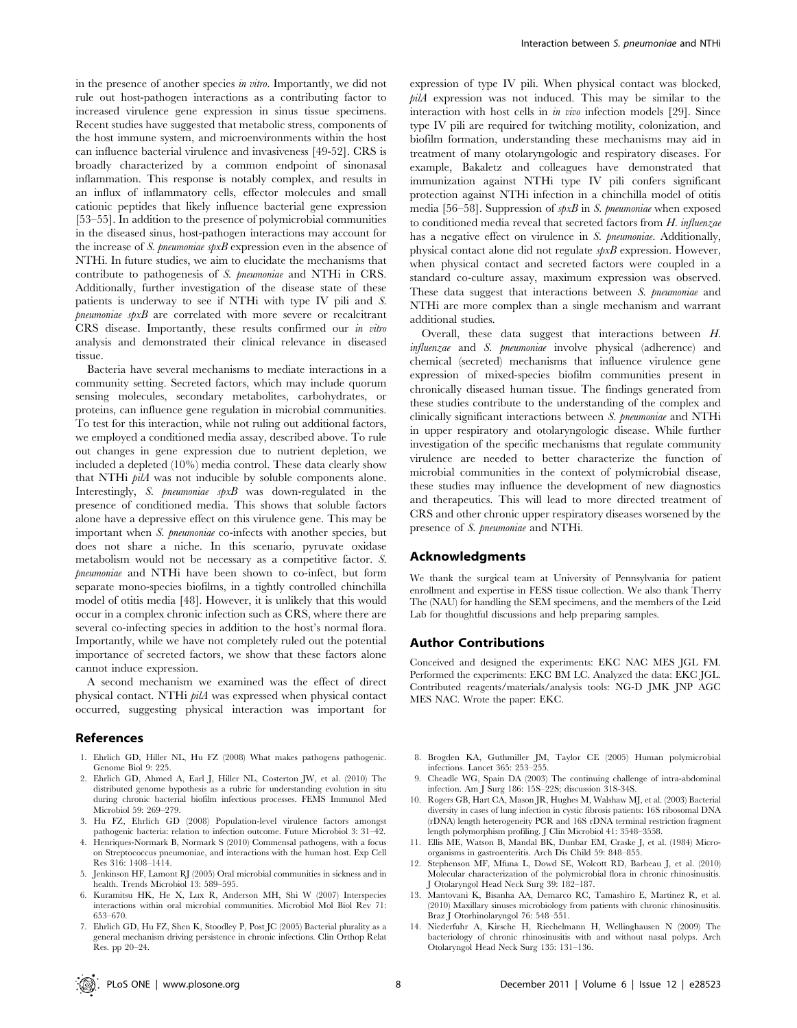in the presence of another species *in vitro*. Importantly, we did not rule out host-pathogen interactions as a contributing factor to increased virulence gene expression in sinus tissue specimens. Recent studies have suggested that metabolic stress, components of the host immune system, and microenvironments within the host can influence bacterial virulence and invasiveness [49-52]. CRS is broadly characterized by a common endpoint of sinonasal inflammation. This response is notably complex, and results in an influx of inflammatory cells, effector molecules and small cationic peptides that likely influence bacterial gene expression [53–55]. In addition to the presence of polymicrobial communities in the diseased sinus, host-pathogen interactions may account for the increase of *S. pneumoniae spxB* expression even in the absence of NTHi. In future studies, we aim to elucidate the mechanisms that contribute to pathogenesis of *S. pneumoniae* and NTHi in CRS. Additionally, further investigation of the disease state of these patients is underway to see if NTHi with type IV pili and *S. pneumoniae spxB* are correlated with more severe or recalcitrant CRS disease. Importantly, these results confirmed our *in vitro* analysis and demonstrated their clinical relevance in diseased tissue.

Bacteria have several mechanisms to mediate interactions in a community setting. Secreted factors, which may include quorum sensing molecules, secondary metabolites, carbohydrates, or proteins, can influence gene regulation in microbial communities. To test for this interaction, while not ruling out additional factors, we employed a conditioned media assay, described above. To rule out changes in gene expression due to nutrient depletion, we included a depleted (10%) media control. These data clearly show that NTHi *pilA* was not inducible by soluble components alone. Interestingly, *S. pneumoniae spxB* was down-regulated in the presence of conditioned media. This shows that soluble factors alone have a depressive effect on this virulence gene. This may be important when *S. pneumoniae* co-infects with another species, but does not share a niche. In this scenario, pyruvate oxidase metabolism would not be necessary as a competitive factor. *S. pneumoniae* and NTHi have been shown to co-infect, but form separate mono-species biofilms, in a tightly controlled chinchilla model of otitis media [48]. However, it is unlikely that this would occur in a complex chronic infection such as CRS, where there are several co-infecting species in addition to the host's normal flora. Importantly, while we have not completely ruled out the potential importance of secreted factors, we show that these factors alone cannot induce expression.

A second mechanism we examined was the effect of direct physical contact. NTHi *pilA* was expressed when physical contact occurred, suggesting physical interaction was important for expression of type IV pili. When physical contact was blocked, *pilA* expression was not induced. This may be similar to the interaction with host cells in *in vivo* infection models [29]. Since type IV pili are required for twitching motility, colonization, and biofilm formation, understanding these mechanisms may aid in treatment of many otolaryngologic and respiratory diseases. For example, Bakaletz and colleagues have demonstrated that immunization against NTHi type IV pili confers significant protection against NTHi infection in a chinchilla model of otitis media [56–58]. Suppression of *spxB* in *S. pneumoniae* when exposed to conditioned media reveal that secreted factors from *H. influenzae* has a negative effect on virulence in *S. pneumoniae*. Additionally, physical contact alone did not regulate *spxB* expression. However, when physical contact and secreted factors were coupled in a standard co-culture assay, maximum expression was observed. These data suggest that interactions between *S. pneumoniae* and NTHi are more complex than a single mechanism and warrant additional studies.

Overall, these data suggest that interactions between *H. influenzae* and *S. pneumoniae* involve physical (adherence) and chemical (secreted) mechanisms that influence virulence gene expression of mixed-species biofilm communities present in chronically diseased human tissue. The findings generated from these studies contribute to the understanding of the complex and clinically significant interactions between *S. pneumoniae* and NTHi in upper respiratory and otolaryngologic disease. While further investigation of the specific mechanisms that regulate community virulence are needed to better characterize the function of microbial communities in the context of polymicrobial disease, these studies may influence the development of new diagnostics and therapeutics. This will lead to more directed treatment of CRS and other chronic upper respiratory diseases worsened by the presence of *S. pneumoniae* and NTHi.

## Acknowledgments

We thank the surgical team at University of Pennsylvania for patient enrollment and expertise in FESS tissue collection. We also thank Therry The (NAU) for handling the SEM specimens, and the members of the Leid Lab for thoughtful discussions and help preparing samples.

## Author Contributions

Conceived and designed the experiments: EKC NAC MES JGL FM. Performed the experiments: EKC BM LC. Analyzed the data: EKC JGL. Contributed reagents/materials/analysis tools: NG-D JMK JNP AGC MES NAC. Wrote the paper: EKC.

## References

1. Ehrlich GD, Hiller NL, Hu FZ (2008) What makes pathogens pathogenic. Genome Biol 9: 225.
2. Ehrlich GD, Ahmed A, Earl J, Hiller NL, Costerton JW, et al. (2010) The distributed genome hypothesis as a rubric for understanding evolution in situ during chronic bacterial biofilm infectious processes. FEMS Immunol Med Microbiol 59: 269–279.
3. Hu FZ, Ehrlich GD (2008) Population-level virulence factors amongst pathogenic bacteria: relation to infection outcome. Future Microbiol 3: 31–42.
4. Henriques-Normark B, Normark S (2010) Commensal pathogens, with a focus on Streptococcus pneumoniae, and interactions with the human host. Exp Cell Res 316: 1408–1414.
5. Jenkinson HF, Lamont RJ (2005) Oral microbial communities in sickness and in health. Trends Microbiol 13: 589–595.
6. Kuramitsu HK, He X, Lux R, Anderson MH, Shi W (2007) Interspecies interactions within oral microbial communities. Microbiol Mol Biol Rev 71: 653–670.
7. Ehrlich GD, Hu FZ, Shen K, Stoodley P, Post JC (2005) Bacterial plurality as a general mechanism driving persistence in chronic infections. Clin Orthop Relat Res. pp 20–24.
8. Brogden KA, Guthmiller JM, Taylor CE (2005) Human polymicrobial infections. Lancet 365: 253–255.
9. Cheadle WG, Spain DA (2003) The continuing challenge of intra-abdominal infection. Am J Surg 186: 15S–22S; discussion 31S-34S.
10. Rogers GB, Hart CA, Mason JR, Hughes M, Walshaw MJ, et al. (2003) Bacterial diversity in cases of lung infection in cystic fibrosis patients: 16S ribosomal DNA (rDNA) length heterogeneity PCR and 16S rDNA terminal restriction fragment length polymorphism profiling. J Clin Microbiol 41: 3548–3558.
11. Ellis ME, Watson B, Mandal BK, Dunbar EM, Craske J, et al. (1984) Micro-organisms in gastroenteritis. Arch Dis Child 59: 848–855.
12. Stephenson MF, Mfuna L, Dowd SE, Wolcott RD, Barbeau J, et al. (2010) Molecular characterization of the polymicrobial flora in chronic rhinosinusitis. J Otolaryngol Head Neck Surg 39: 182–187.
13. Mantovani K, Bisanha AA, Demarco RC, Tamashiro E, Martinez R, et al. (2010) Maxillary sinuses microbiology from patients with chronic rhinosinusitis. Braz J Otorhinolaryngol 76: 548–551.
14. Niederfuhr A, Kirsche H, Riechelmann H, Wellinghausen N (2009) The bacteriology of chronic rhinosinusitis with and without nasal polyps. Arch Otolaryngol Head Neck Surg 135: 131–136.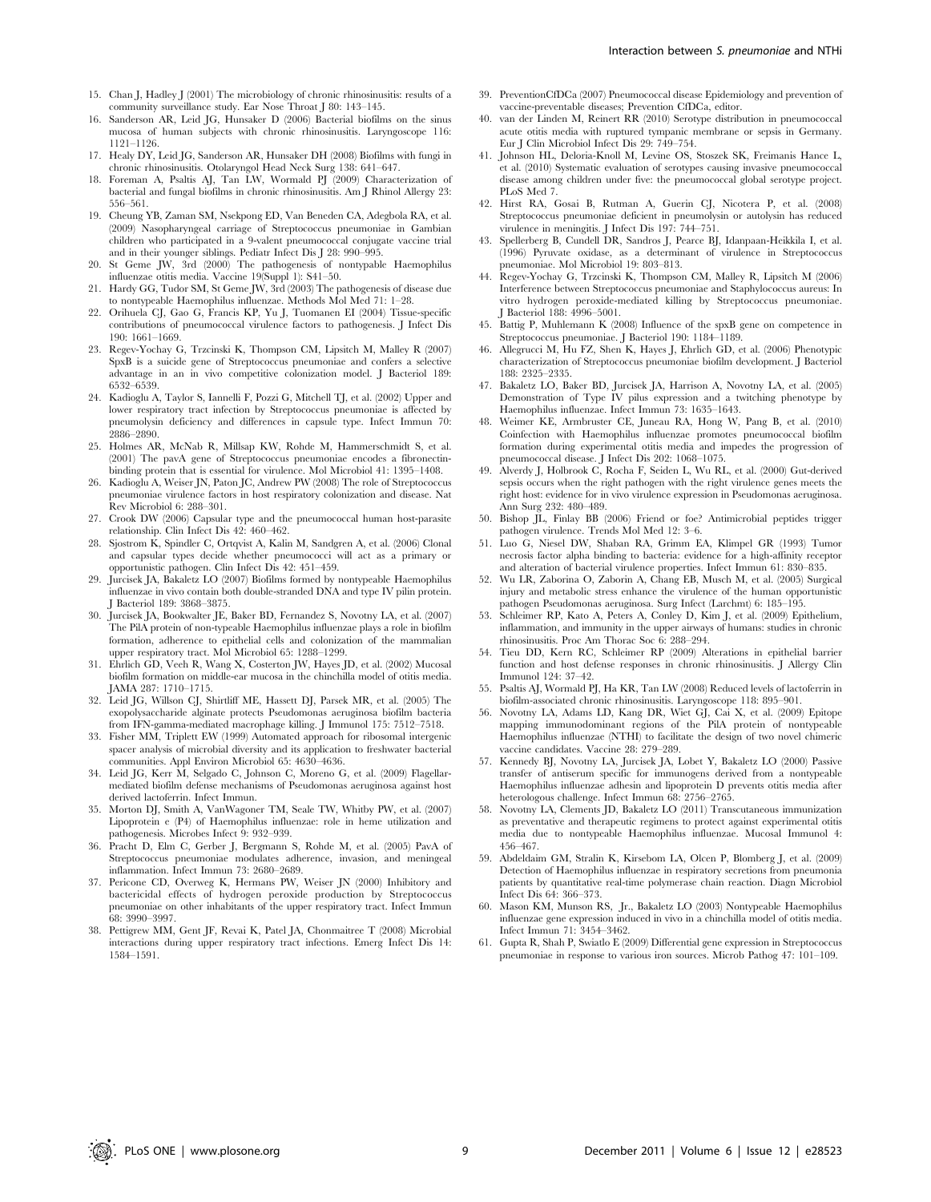15. Chan J, Hadley J (2001) The microbiology of chronic rhinosinusitis: results of a community surveillance study. Ear Nose Throat J 80: 143–145.
16. Sanderson AR, Leid JG, Hunsaker D (2006) Bacterial biofilms on the sinus mucosa of human subjects with chronic rhinosinusitis. Laryngoscope 116: 1121–1126.
17. Healy DY, Leid JG, Sanderson AR, Hunsaker DH (2008) Biofilms with fungi in chronic rhinosinusitis. Otolaryngol Head Neck Surg 138: 641–647.
18. Foreman A, Psaltis AJ, Tan LW, Wormald PJ (2009) Characterization of bacterial and fungal biofilms in chronic rhinosinusitis. Am J Rhinol Allergy 23: 556–561.
19. Cheung YB, Zaman SM, Nsekpong ED, Van Beneden CA, Adegbola RA, et al. (2009) Nasopharyngeal carriage of Streptococcus pneumoniae in Gambian children who participated in a 9-valent pneumococcal conjugate vaccine trial and in their younger siblings. Pediatr Infect Dis J 28: 990–995.
20. St Geme JW, 3rd (2000) The pathogenesis of nontypable Haemophilus influenzae otitis media. Vaccine 19(Suppl 1): S41–50.
21. Hardy GG, Tudor SM, St Geme JW, 3rd (2003) The pathogenesis of disease due to nontypeable Haemophilus influenzae. Methods Mol Med 71: 1–28.
22. Orihuela CJ, Gao G, Francis KP, Yu J, Tuomanen EI (2004) Tissue-specific contributions of pneumococcal virulence factors to pathogenesis. J Infect Dis 190: 1661–1669.
23. Regev-Yochay G, Trzcinski K, Thompson CM, Lipsitch M, Malley R (2007) SpxB is a suicide gene of Streptococcus pneumoniae and confers a selective advantage in an in vivo competitive colonization model. J Bacteriol 189: 6532–6539.
24. Kadioglu A, Taylor S, Iannelli F, Pozzi G, Mitchell TJ, et al. (2002) Upper and lower respiratory tract infection by Streptococcus pneumoniae is affected by pneumolysin deficiency and differences in capsule type. Infect Immun 70: 2886–2890.
25. Holmes AR, McNab R, Millsap KW, Rohde M, Hammerschmidt S, et al. (2001) The pavA gene of Streptococcus pneumoniae encodes a fibronectin-binding protein that is essential for virulence. Mol Microbiol 41: 1395–1408.
26. Kadioglu A, Weiser JN, Paton JC, Andrew PW (2008) The role of Streptococcus pneumoniae virulence factors in host respiratory colonization and disease. Nat Rev Microbiol 6: 288–301.
27. Crook DW (2006) Capsular type and the pneumococcal human host-parasite relationship. Clin Infect Dis 42: 460–462.
28. Sjostrom K, Spindler C, Ortqvist A, Kalin M, Sandgren A, et al. (2006) Clonal and capsular types decide whether pneumococci will act as a primary or opportunistic pathogen. Clin Infect Dis 42: 451–459.
29. Jurcisek JA, Bakaletz LO (2007) Biofilms formed by nontypeable Haemophilus influenzae in vivo contain both double-stranded DNA and type IV pilin protein. J Bacteriol 189: 3868–3875.
30. Jurcisek JA, Bookwalter JE, Baker BD, Fernandez S, Novotny LA, et al. (2007) The PilA protein of non-typeable Haemophilus influenzae plays a role in biofilm formation, adherence to epithelial cells and colonization of the mammalian upper respiratory tract. Mol Microbiol 65: 1288–1299.
31. Ehrlich GD, Veeh R, Wang X, Costerton JW, Hayes JD, et al. (2002) Mucosal biofilm formation on middle-ear mucosa in the chinchilla model of otitis media. JAMA 287: 1710–1715.
32. Leid JG, Willson CJ, Shirtliff ME, Hassett DJ, Parsek MR, et al. (2005) The exopolysaccharide alginate protects Pseudomonas aeruginosa biofilm bacteria from IFN-gamma-mediated macrophage killing. J Immunol 175: 7512–7518.
33. Fisher MM, Triplett EW (1999) Automated approach for ribosomal intergenic spacer analysis of microbial diversity and its application to freshwater bacterial communities. Appl Environ Microbiol 65: 4630–4636.
34. Leid JG, Kerr M, Selgado C, Johnson C, Moreno G, et al. (2009) Flagellar-mediated biofilm defense mechanisms of Pseudomonas aeruginosa against host derived lactoferrin. Infect Immun.
35. Morton DJ, Smith A, VanWagoner TM, Seale TW, Whitby PW, et al. (2007) Lipoprotein e (P4) of Haemophilus influenzae: role in heme utilization and pathogenesis. Microbes Infect 9: 932–939.
36. Pracht D, Elm C, Gerber J, Bergmann S, Rohde M, et al. (2005) PavA of Streptococcus pneumoniae modulates adherence, invasion, and meningeal inflammation. Infect Immun 73: 2680–2689.
37. Pericone CD, Overweg K, Hermans PW, Weiser JN (2000) Inhibitory and bactericidal effects of hydrogen peroxide production by Streptococcus pneumoniae on other inhabitants of the upper respiratory tract. Infect Immun 68: 3990–3997.
38. Pettigrew MM, Gent JF, Revai K, Patel JA, Chonmaitree T (2008) Microbial interactions during upper respiratory tract infections. Emerg Infect Dis 14: 1584–1591.
39. PreventionCfDCa (2007) Pneumococcal disease Epidemiology and prevention of vaccine-preventable diseases; Prevention CfDCa, editor.
40. van der Linden M, Reinert RR (2010) Serotype distribution in pneumococcal acute otitis media with ruptured tympanic membrane or sepsis in Germany. Eur J Clin Microbiol Infect Dis 29: 749–754.
41. Johnson HL, Deloria-Knoll M, Levine OS, Stoszek SK, Freimanis Hance L, et al. (2010) Systematic evaluation of serotypes causing invasive pneumococcal disease among children under five: the pneumococcal global serotype project. PLoS Med 7.
42. Hirst RA, Gosai B, Rutman A, Guerin CJ, Nicotera P, et al. (2008) Streptococcus pneumoniae deficient in pneumolysin or autolysin has reduced virulence in meningitis. J Infect Dis 197: 744–751.
43. Spellerberg B, Cundell DR, Sandros J, Pearce BJ, Idanpaan-Heikkila I, et al. (1996) Pyruvate oxidase, as a determinant of virulence in Streptococcus pneumoniae. Mol Microbiol 19: 803–813.
44. Regev-Yochay G, Trzcinski K, Thompson CM, Malley R, Lipsitch M (2006) Interference between Streptococcus pneumoniae and Staphylococcus aureus: In vitro hydrogen peroxide-mediated killing by Streptococcus pneumoniae. J Bacteriol 188: 4996–5001.
45. Battig P, Muhlemann K (2008) Influence of the spxB gene on competence in Streptococcus pneumoniae. J Bacteriol 190: 1184–1189.
46. Allegrucci M, Hu FZ, Shen K, Hayes J, Ehrlich GD, et al. (2006) Phenotypic characterization of Streptococcus pneumoniae biofilm development. J Bacteriol 188: 2325–2335.
47. Bakaletz LO, Baker BD, Jurcisek JA, Harrison A, Novotny LA, et al. (2005) Demonstration of Type IV pilus expression and a twitching phenotype by Haemophilus influenzae. Infect Immun 73: 1635–1643.
48. Weimer KE, Armbruster CE, Juneau RA, Hong W, Pang B, et al. (2010) Coinfection with Haemophilus influenzae promotes pneumococcal biofilm formation during experimental otitis media and impedes the progression of pneumococcal disease. J Infect Dis 202: 1068–1075.
49. Alverdy J, Holbrook C, Rocha F, Seiden L, Wu RL, et al. (2000) Gut-derived sepsis occurs when the right pathogen with the right virulence genes meets the right host: evidence for in vivo virulence expression in Pseudomonas aeruginosa. Ann Surg 232: 480–489.
50. Bishop JL, Finlay BB (2006) Friend or foe? Antimicrobial peptides trigger pathogen virulence. Trends Mol Med 12: 3–6.
51. Luo G, Niesel DW, Shaban RA, Grimm EA, Klimpel GR (1993) Tumor necrosis factor alpha binding to bacteria: evidence for a high-affinity receptor and alteration of bacterial virulence properties. Infect Immun 61: 830–835.
52. Wu LR, Zaborina O, Zaborin A, Chang EB, Musch M, et al. (2005) Surgical injury and metabolic stress enhance the virulence of the human opportunistic pathogen Pseudomonas aeruginosa. Surg Infect (Larchmt) 6: 185–195.
53. Schleimer RP, Kato A, Peters A, Conley D, Kim J, et al. (2009) Epithelium, inflammation, and immunity in the upper airways of humans: studies in chronic rhinosinusitis. Proc Am Thorac Soc 6: 288–294.
54. Tieu DD, Kern RC, Schleimer RP (2009) Alterations in epithelial barrier function and host defense responses in chronic rhinosinusitis. J Allergy Clin Immunol 124: 37–42.
55. Psaltis AJ, Wormald PJ, Ha KR, Tan LW (2008) Reduced levels of lactoferrin in biofilm-associated chronic rhinosinusitis. Laryngoscope 118: 895–901.
56. Novotny LA, Adams LD, Kang DR, Wiet GJ, Cai X, et al. (2009) Epitope mapping immunodominant regions of the PilA protein of nontypeable Haemophilus influenzae (NTHI) to facilitate the design of two novel chimeric vaccine candidates. Vaccine 28: 279–289.
57. Kennedy BJ, Novotny LA, Jurcisek JA, Lobet Y, Bakaletz LO (2000) Passive transfer of antiserum specific for immunogens derived from a nontypeable Haemophilus influenzae adhesin and lipoprotein D prevents otitis media after heterologous challenge. Infect Immun 68: 2756–2765.
58. Novotny LA, Clements JD, Bakaletz LO (2011) Transcutaneous immunization as preventative and therapeutic regimens to protect against experimental otitis media due to nontypeable Haemophilus influenzae. Mucosal Immunol 4: 456–467.
59. Abdeldaim GM, Stralin K, Kirsebom LA, Olcen P, Blomberg J, et al. (2009) Detection of Haemophilus influenzae in respiratory secretions from pneumonia patients by quantitative real-time polymerase chain reaction. Diagn Microbiol Infect Dis 64: 366–373.
60. Mason KM, Munson RS, Jr., Bakaletz LO (2003) Nontypeable Haemophilus influenzae gene expression induced in vivo in a chinchilla model of otitis media. Infect Immun 71: 3454–3462.
61. Gupta R, Shah P, Swiatlo E (2009) Differential gene expression in Streptococcus pneumoniae in response to various iron sources. Microb Pathog 47: 101–109.